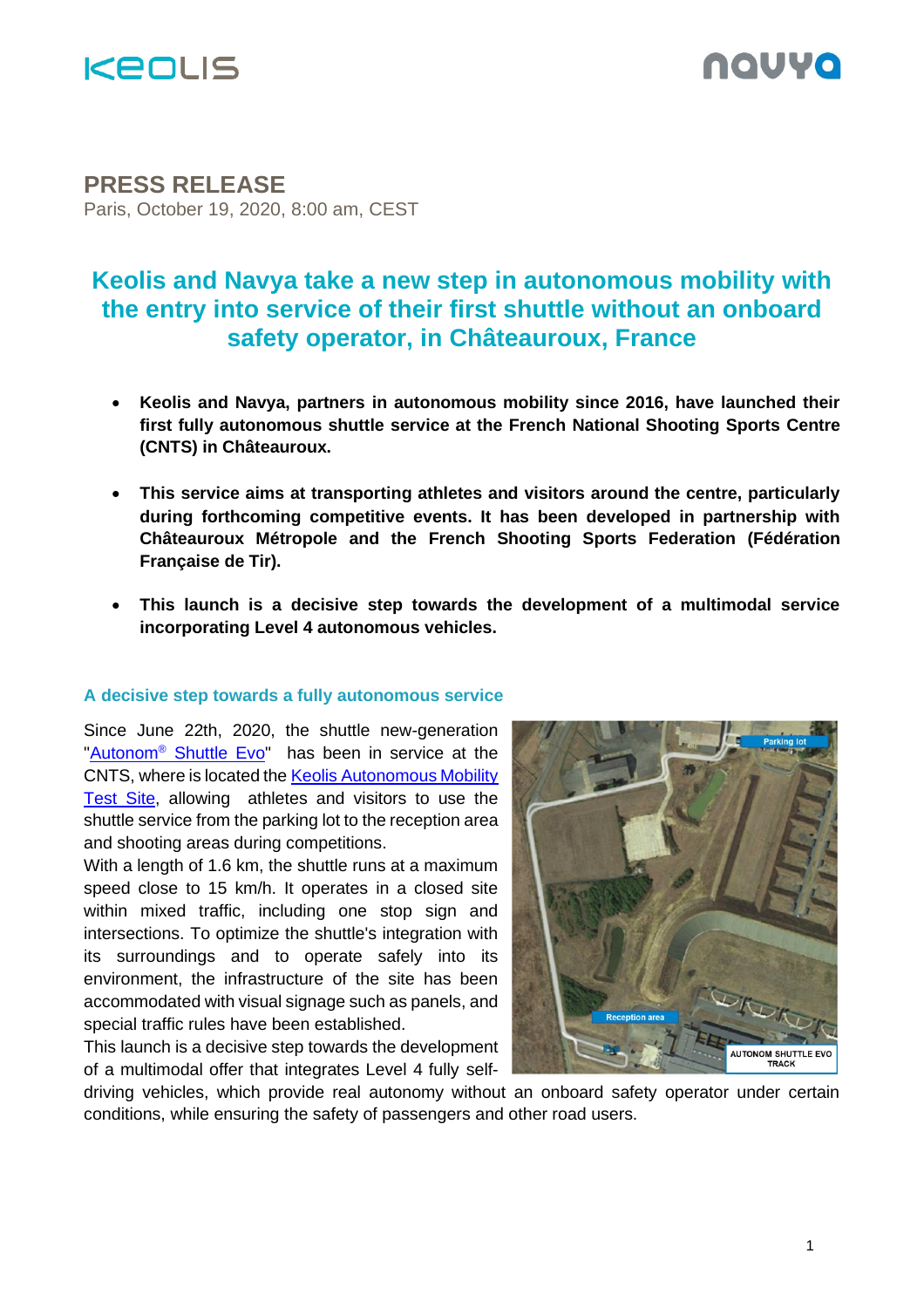# PRESS RELEASE

Paris, October 19, 2020, 8:00 am, CEST

## Keolis and Navya take a new step in autonomous mobility with the entry into service of their first shuttle without an onboard safety operator, in Châteauroux, France

- **Keolis and Navya, partners in autonomous mobility since 2016, have launched their first fully autonomous shuttle service at the French National Shooting Sports Centre (CNTS) in Châteauroux.**
- **This service aims at transporting athletes and visitors around the centre, particularly during forthcoming competitive events. It has been developed in partnership with Châteauroux Métropole and the French Shooting Sports Federation (Fédération Française de Tir).**
- **This launch is a decisive step towards the development of a multimodal service incorporating Level 4 autonomous vehicles.**

### A decisive step towards a fully autonomous service

Since June 22th, 2020, the shuttle new-generation "Autonom® Shuttle Evo" has been in service at the CNTS, where is located the Keolis Autonomous Mobility Test Site, allowing athletes and visitors to use the shuttle service from the parking lot to the reception area and shooting areas during competitions.

With a length of 1.6 km, the shuttle runs at a maximum speed close to 15 km/h. It operates in a closed site within mixed traffic, including one stop sign and intersections. To optimize the shuttle's integration with its surroundings and to operate safely into its environment, the infrastructure of the site has been accommodated with visual signage such as panels, and special traffic rules have been established.

This launch is a decisive step towards the development of a multimodal offer that integrates Level 4 fully self-driving vehicles, which provide real autonomy without an onboard safety operator under certain conditions, while ensuring the safety of passengers and other road users.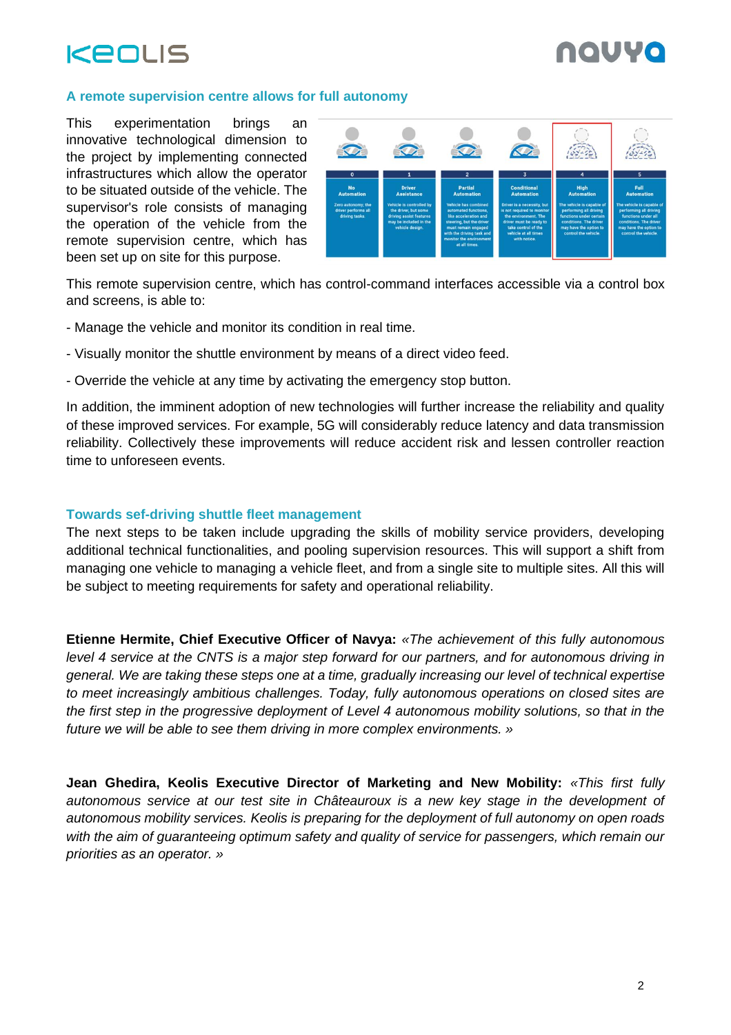## A remote supervision centre allows for full autonomy

This experimentation brings an innovative technological dimension to the project by implementing connected infrastructures which allow the operator to be situated outside of the vehicle. The supervisor's role consists of managing the operation of the vehicle from the remote supervision centre, which has been set up on site for this purpose.

This remote supervision centre, which has control-command interfaces accessible via a control box and screens, is able to:

- Manage the vehicle and monitor its condition in real time.

- Visually monitor the shuttle environment by means of a direct video feed.

- Override the vehicle at any time by activating the emergency stop button.

In addition, the imminent adoption of new technologies will further increase the reliability and quality of these improved services. For example, 5G will considerably reduce latency and data transmission reliability. Collectively these improvements will reduce accident risk and lessen controller reaction time to unforeseen events.

## Towards sef-driving shuttle fleet management

The next steps to be taken include upgrading the skills of mobility service providers, developing additional technical functionalities, and pooling supervision resources. This will support a shift from managing one vehicle to managing a vehicle fleet, and from a single site to multiple sites. All this will be subject to meeting requirements for safety and operational reliability.

**Etienne Hermite, Chief Executive Officer of Navya:** *«The achievement of this fully autonomous level 4 service at the CNTS is a major step forward for our partners, and for autonomous driving in general. We are taking these steps one at a time, gradually increasing our level of technical expertise to meet increasingly ambitious challenges. Today, fully autonomous operations on closed sites are the first step in the progressive deployment of Level 4 autonomous mobility solutions, so that in the future we will be able to see them driving in more complex environments. »*

**Jean Ghedira, Keolis Executive Director of Marketing and New Mobility:** *«This first fully autonomous service at our test site in Châteauroux is a new key stage in the development of autonomous mobility services. Keolis is preparing for the deployment of full autonomy on open roads with the aim of guaranteeing optimum safety and quality of service for passengers, which remain our priorities as an operator. »*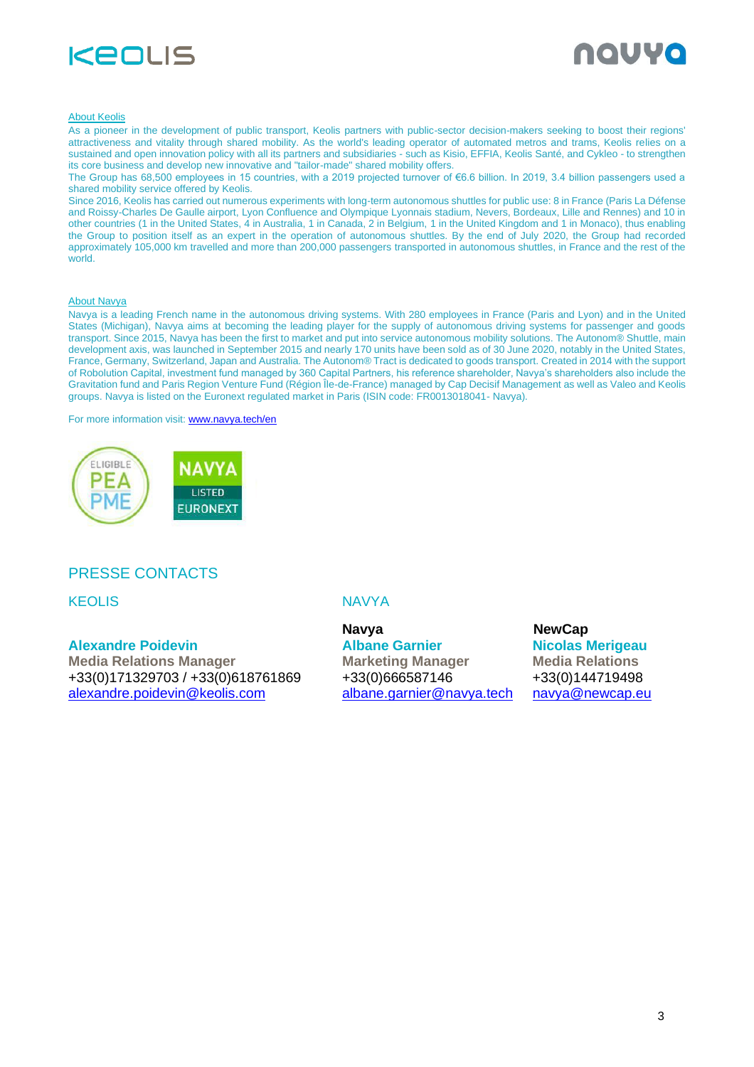## About Keolis

As a pioneer in the development of public transport, Keolis partners with public-sector decision-makers seeking to boost their regions' attractiveness and vitality through shared mobility. As the world's leading operator of automated metros and trams, Keolis relies on a sustained and open innovation policy with all its partners and subsidiaries - such as Kisio, EFFIA, Keolis Santé, and Cykleo - to strengthen its core business and develop new innovative and "tailor-made" shared mobility offers.

The Group has 68,500 employees in 15 countries, with a 2019 projected turnover of €6.6 billion. In 2019, 3.4 billion passengers used a shared mobility service offered by Keolis.

Since 2016, Keolis has carried out numerous experiments with long-term autonomous shuttles for public use: 8 in France (Paris La Défense and Roissy-Charles De Gaulle airport, Lyon Confluence and Olympique Lyonnais stadium, Nevers, Bordeaux, Lille and Rennes) and 10 in other countries (1 in the United States, 4 in Australia, 1 in Canada, 2 in Belgium, 1 in the United Kingdom and 1 in Monaco), thus enabling the Group to position itself as an expert in the operation of autonomous shuttles. By the end of July 2020, the Group had recorded approximately 105,000 km travelled and more than 200,000 passengers transported in autonomous shuttles, in France and the rest of the world.

## About Navya

Navya is a leading French name in the autonomous driving systems. With 280 employees in France (Paris and Lyon) and in the United States (Michigan), Navya aims at becoming the leading player for the supply of autonomous driving systems for passenger and goods transport. Since 2015, Navya has been the first to market and put into service autonomous mobility solutions. The Autonom® Shuttle, main development axis, was launched in September 2015 and nearly 170 units have been sold as of 30 June 2020, notably in the United States, France, Germany, Switzerland, Japan and Australia. The Autonom® Tract is dedicated to goods transport. Created in 2014 with the support of Robolution Capital, investment fund managed by 360 Capital Partners, his reference shareholder, Navya's shareholders also include the Gravitation fund and Paris Region Venture Fund (Région Île-de-France) managed by Cap Decisif Management as well as Valeo and Keolis groups. Navya is listed on the Euronext regulated market in Paris (ISIN code: FR0013018041- Navya).

For more information visit: www.navya.tech/en

ELIGIBLE PEA PME

NAVYA LISTED EURONEXT

## PRESSE CONTACTS

### KEOLIS

**Alexandre Poidevin**
**Media Relations Manager**
+33(0)171329703 / +33(0)618761869
alexandre.poidevin@keolis.com

### NAVYA

**Navya**
**Albane Garnier**
**Marketing Manager**
+33(0)666587146
albane.garnier@navya.tech

**NewCap**
**Nicolas Merigeau**
**Media Relations**
+33(0)144719498
navya@newcap.eu